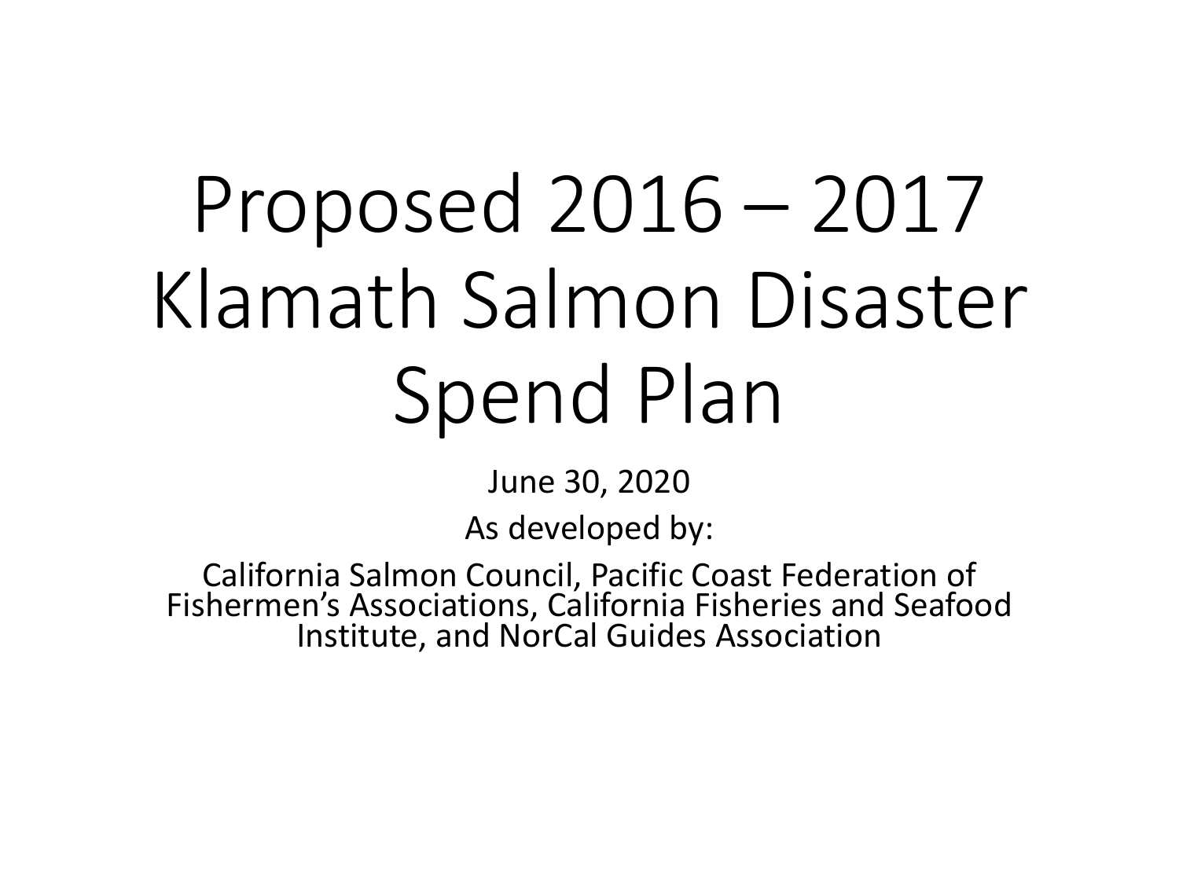# Proposed 2016 – 2017 Klamath Salmon Disaster Spend Plan

June 30, 2020

As developed by:

California Salmon Council, Pacific Coast Federation of Fishermen's Associations, California Fisheries and Seafood Institute, and NorCal Guides Association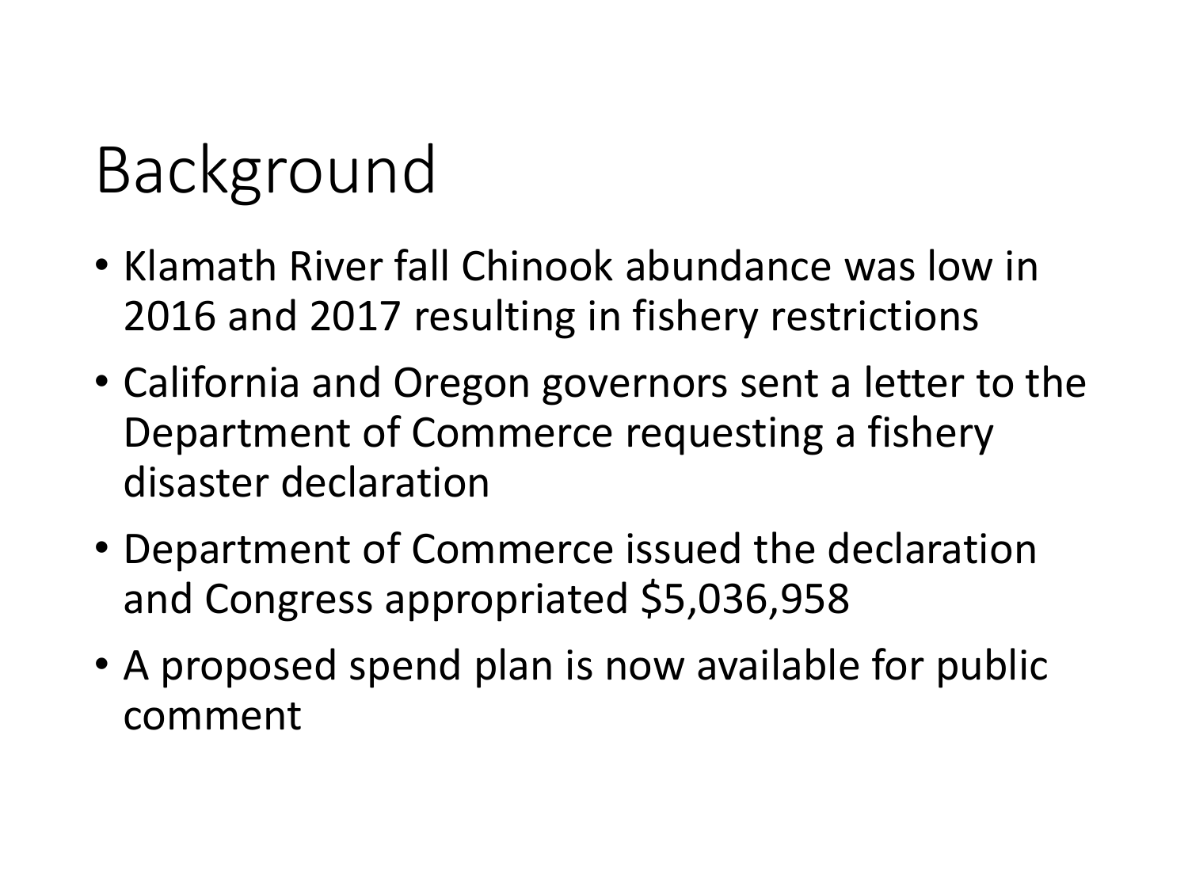# Background

- Klamath River fall Chinook abundance was low in 2016 and 2017 resulting in fishery restrictions
- California and Oregon governors sent a letter to the Department of Commerce requesting a fishery disaster declaration
- Department of Commerce issued the declaration and Congress appropriated $5,036,958
- A proposed spend plan is now available for public comment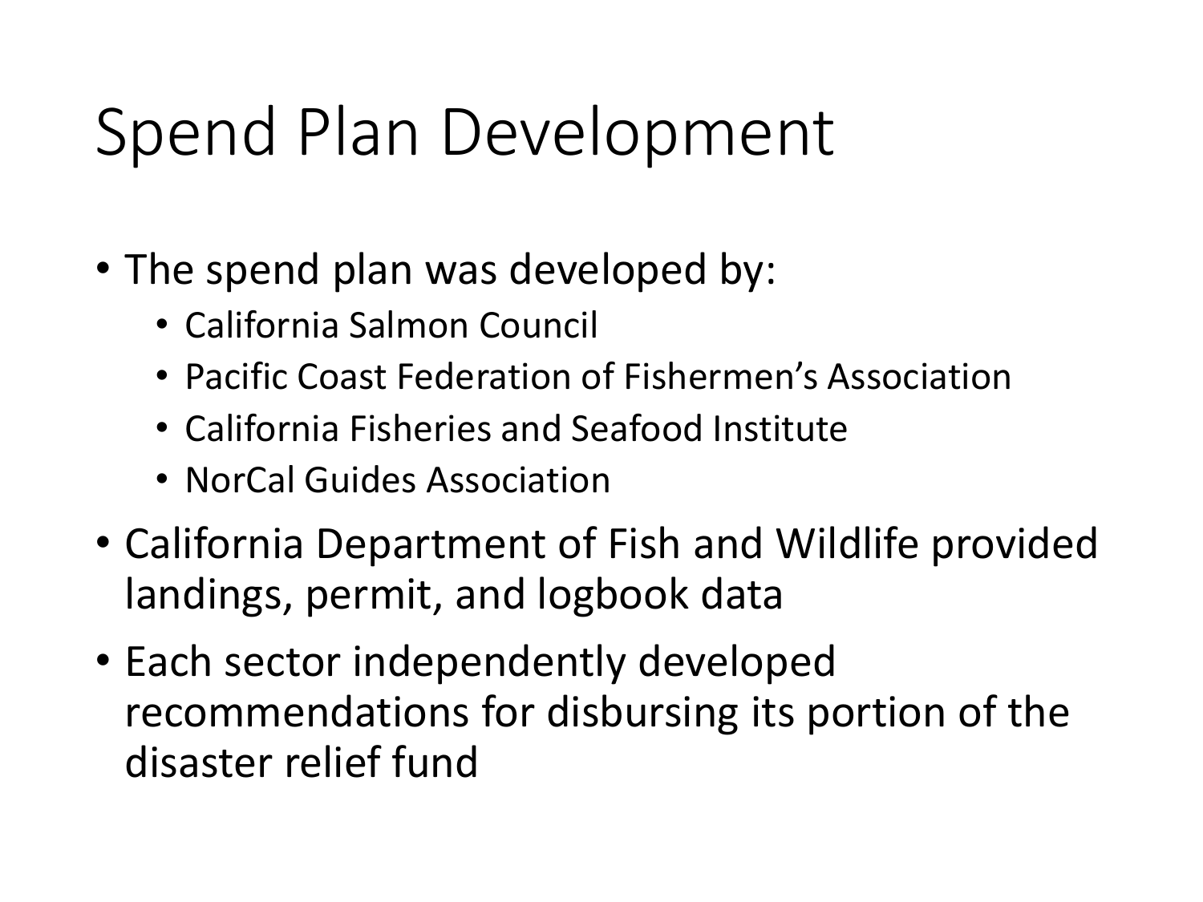# Spend Plan Development

- The spend plan was developed by:
  - California Salmon Council
  - Pacific Coast Federation of Fishermen's Association
  - California Fisheries and Seafood Institute
  - NorCal Guides Association
- California Department of Fish and Wildlife provided landings, permit, and logbook data
- Each sector independently developed recommendations for disbursing its portion of the disaster relief fund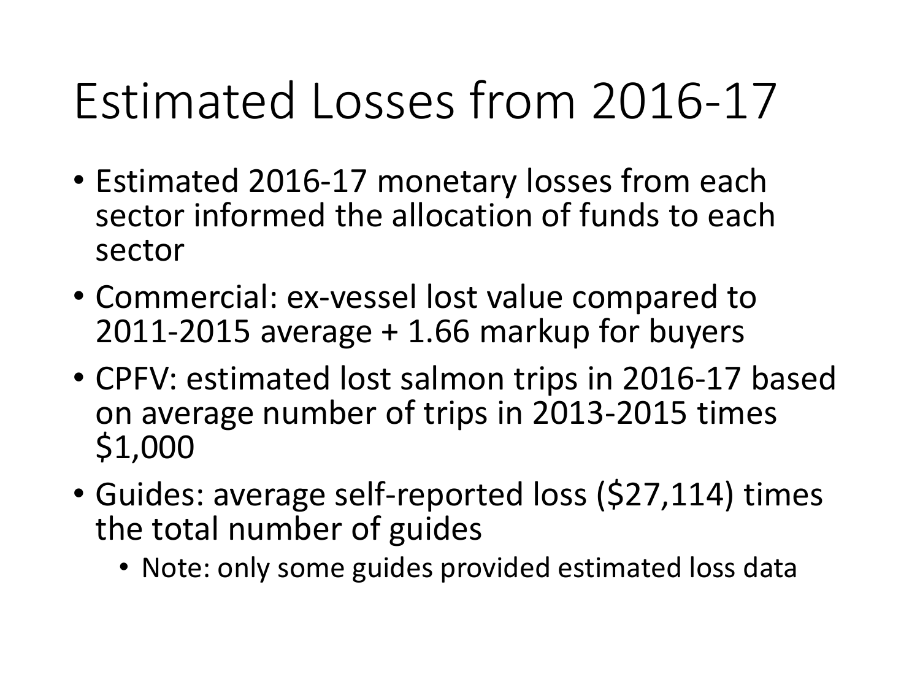# Estimated Losses from 2016-17

- Estimated 2016-17 monetary losses from each sector informed the allocation of funds to each sector
- Commercial: ex-vessel lost value compared to 2011-2015 average + 1.66 markup for buyers
- CPFV: estimated lost salmon trips in 2016-17 based on average number of trips in 2013-2015 times $1,000
- Guides: average self-reported loss ($27,114) times the total number of guides
  - Note: only some guides provided estimated loss data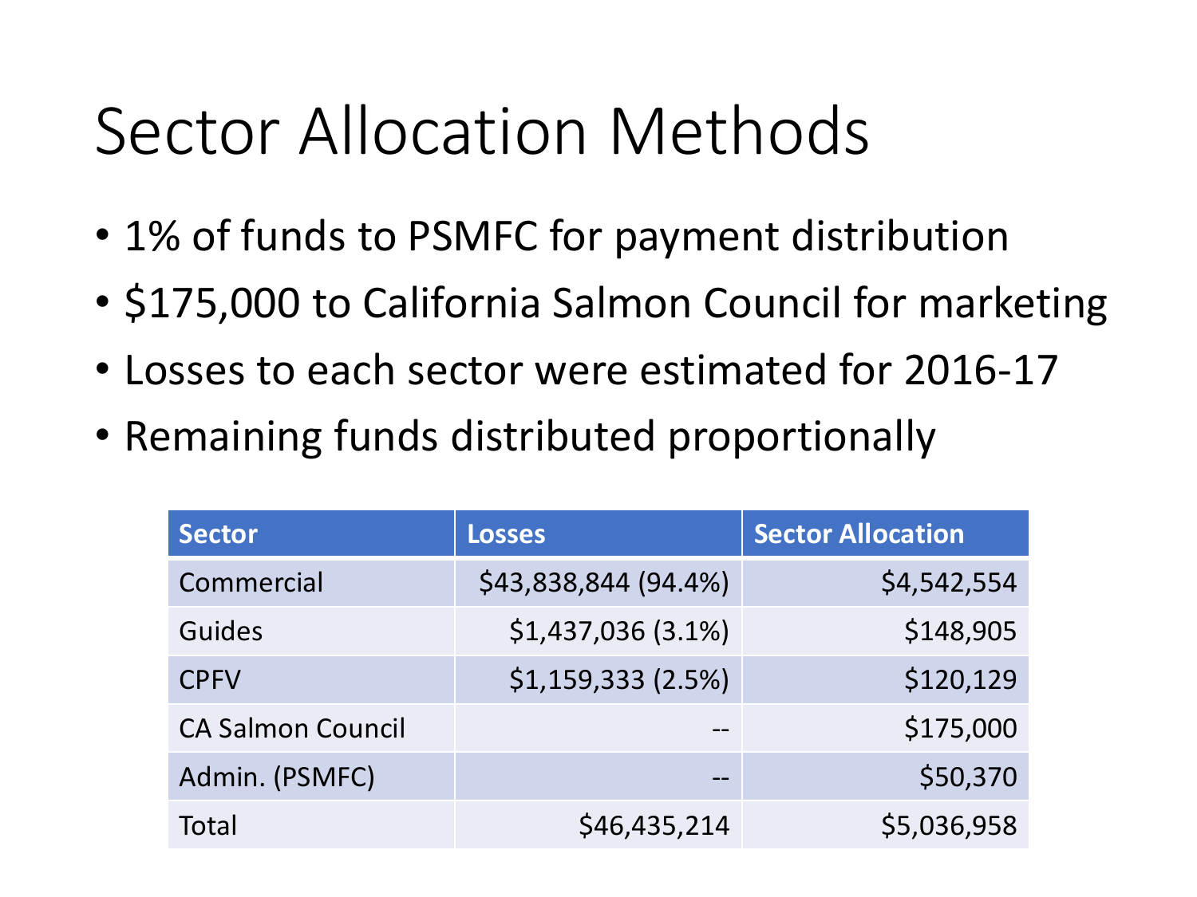# Sector Allocation Methods

- 1% of funds to PSMFC for payment distribution
- $175,000 to California Salmon Council for marketing
- Losses to each sector were estimated for 2016-17
- Remaining funds distributed proportionally

| Sector | Losses | Sector Allocation |
|---|---:|---:|
| Commercial | $43,838,844 (94.4%) | $4,542,554 |
| Guides | $1,437,036 (3.1%) | $148,905 |
| CPFV | $1,159,333 (2.5%) | $120,129 |
| CA Salmon Council | -- | $175,000 |
| Admin. (PSMFC) | -- | $50,370 |
| Total | $46,435,214 | $5,036,958 |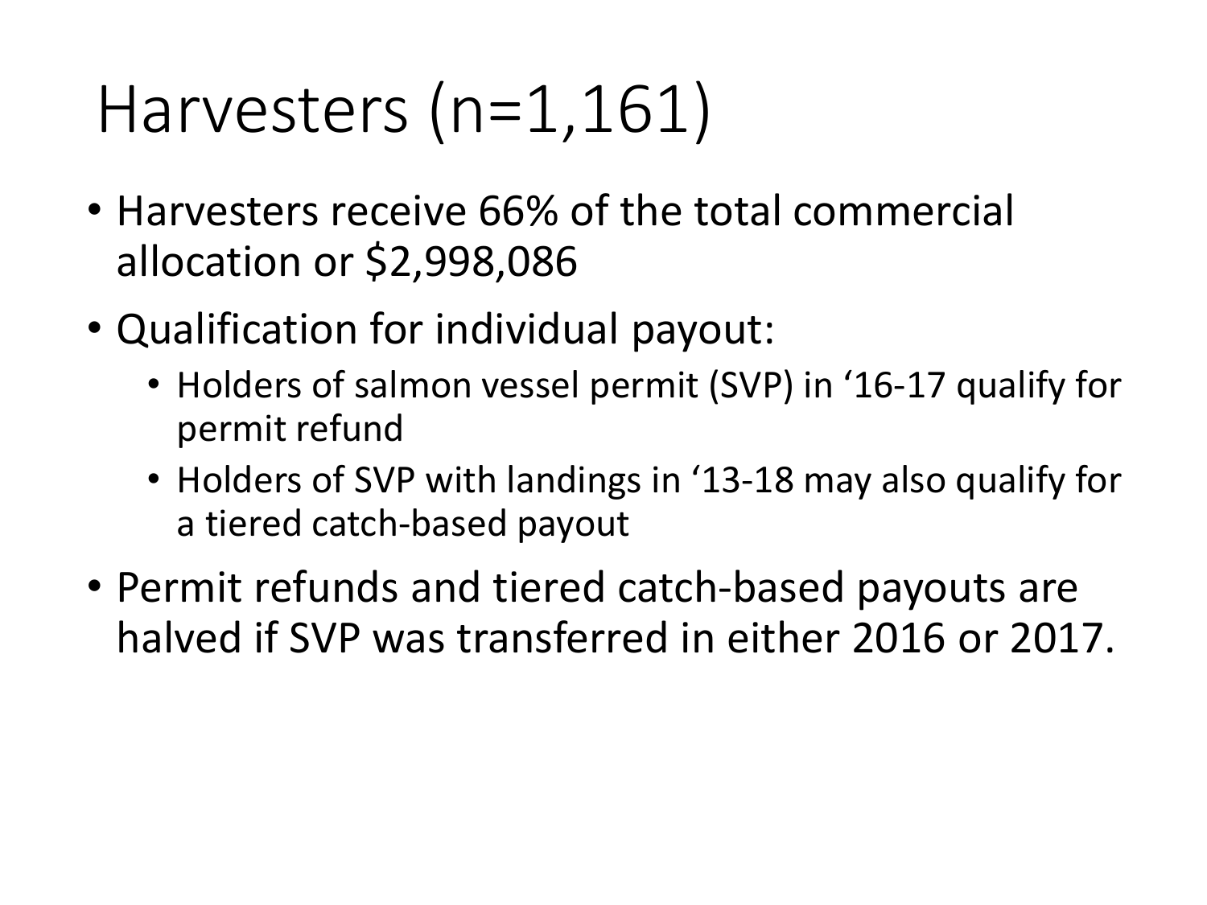# Harvesters (n=1,161)

- Harvesters receive 66% of the total commercial allocation or $2,998,086
- Qualification for individual payout:
  - Holders of salmon vessel permit (SVP) in '16-17 qualify for permit refund
  - Holders of SVP with landings in '13-18 may also qualify for a tiered catch-based payout
- Permit refunds and tiered catch-based payouts are halved if SVP was transferred in either 2016 or 2017.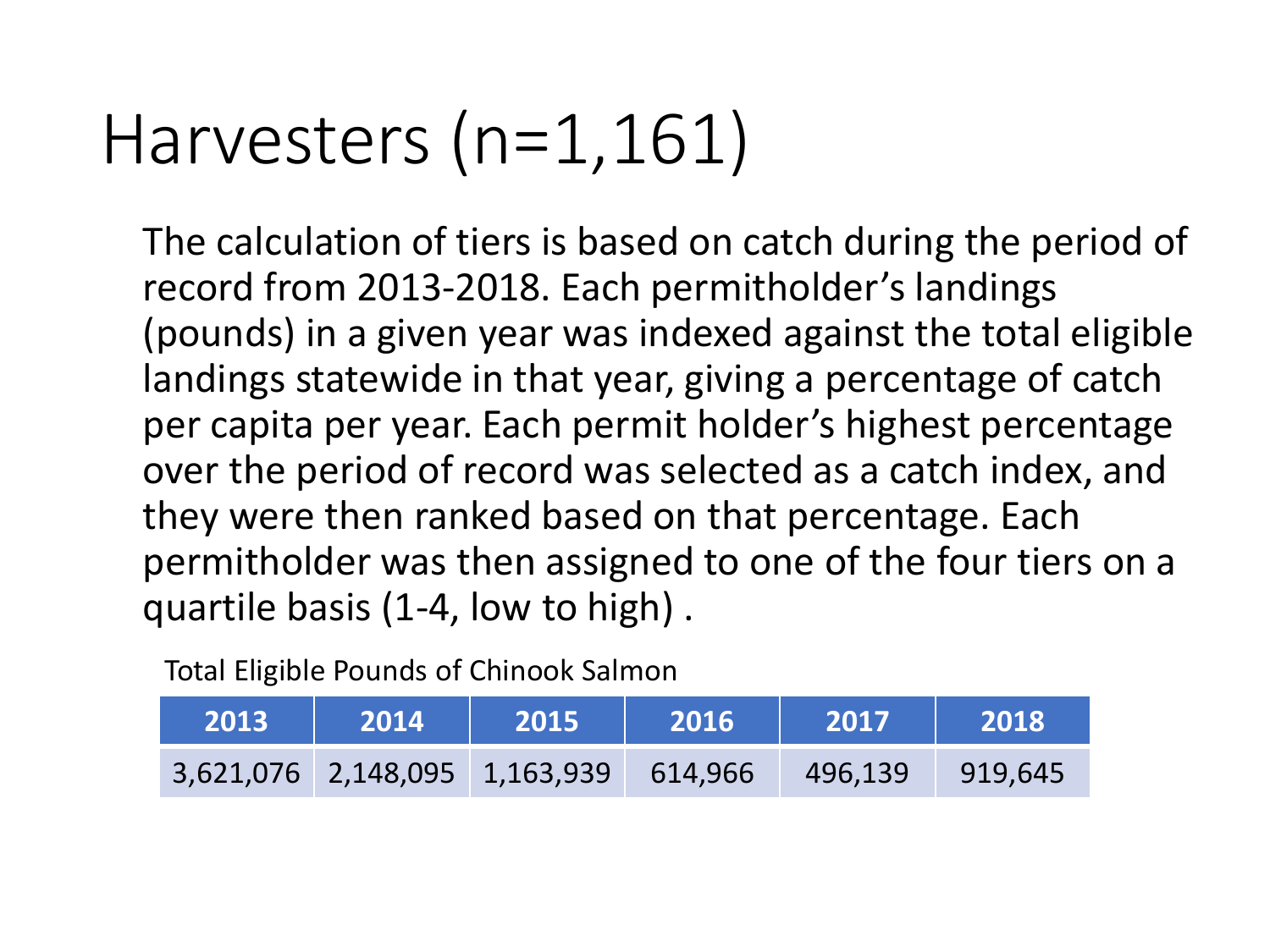# Harvesters (n=1,161)

The calculation of tiers is based on catch during the period of record from 2013-2018. Each permitholder's landings (pounds) in a given year was indexed against the total eligible landings statewide in that year, giving a percentage of catch per capita per year. Each permit holder's highest percentage over the period of record was selected as a catch index, and they were then ranked based on that percentage. Each permitholder was then assigned to one of the four tiers on a quartile basis (1-4, low to high) .

Total Eligible Pounds of Chinook Salmon

| 2013 | 2014 | 2015 | 2016 | 2017 | 2018 |
|---|---|---|---|---|---|
| 3,621,076 | 2,148,095 | 1,163,939 | 614,966 | 496,139 | 919,645 |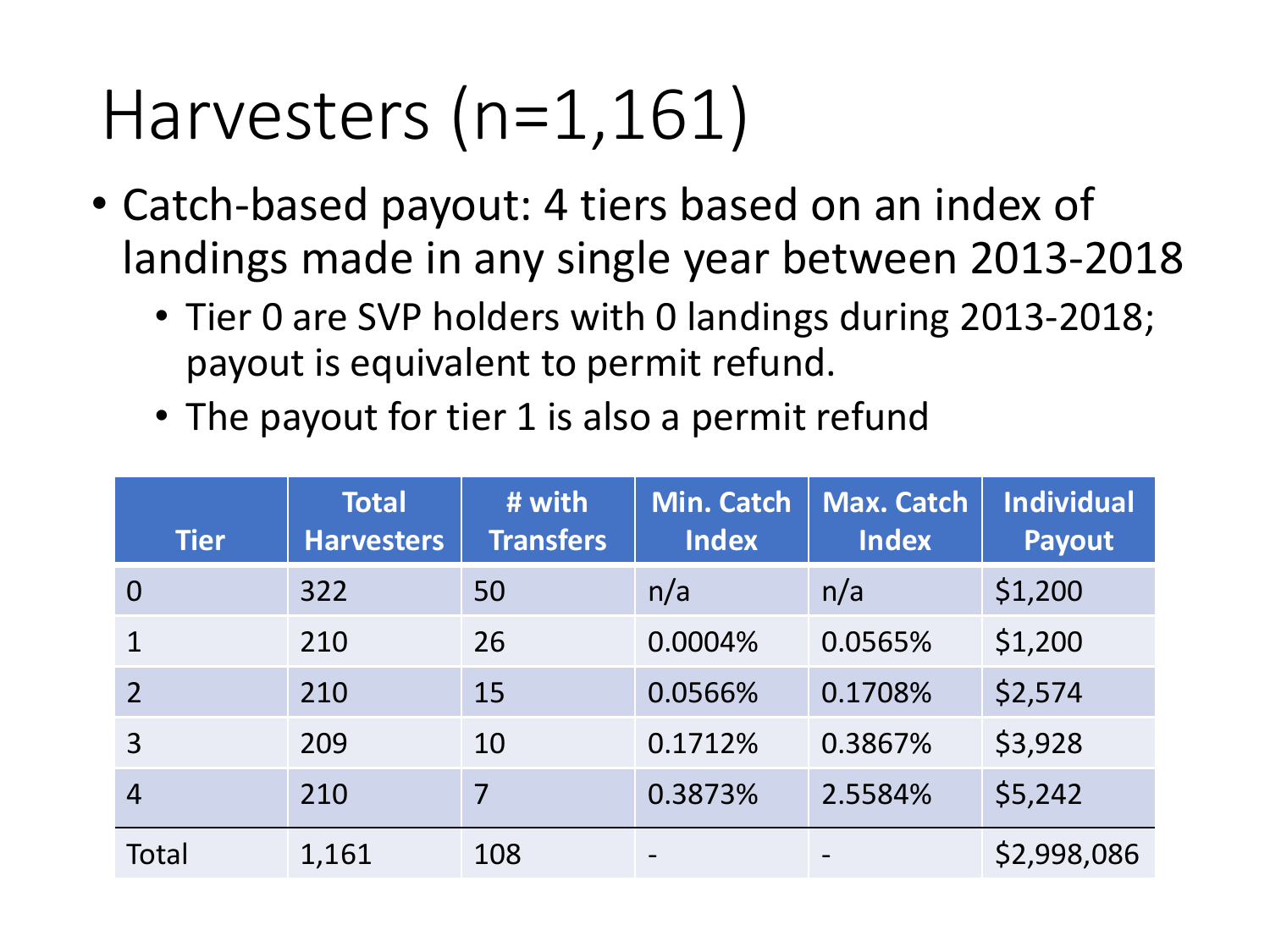# Harvesters (n=1,161)

- Catch-based payout: 4 tiers based on an index of landings made in any single year between 2013-2018
  - Tier 0 are SVP holders with 0 landings during 2013-2018; payout is equivalent to permit refund.
  - The payout for tier 1 is also a permit refund

| Tier | Total Harvesters | # with Transfers | Min. Catch Index | Max. Catch Index | Individual Payout |
|---|---|---|---|---|---|
| 0 | 322 | 50 | n/a | n/a | $1,200 |
| 1 | 210 | 26 | 0.0004% | 0.0565% | $1,200 |
| 2 | 210 | 15 | 0.0566% | 0.1708% | $2,574 |
| 3 | 209 | 10 | 0.1712% | 0.3867% | $3,928 |
| 4 | 210 | 7 | 0.3873% | 2.5584% | $5,242 |
| Total | 1,161 | 108 | - | - | $2,998,086 |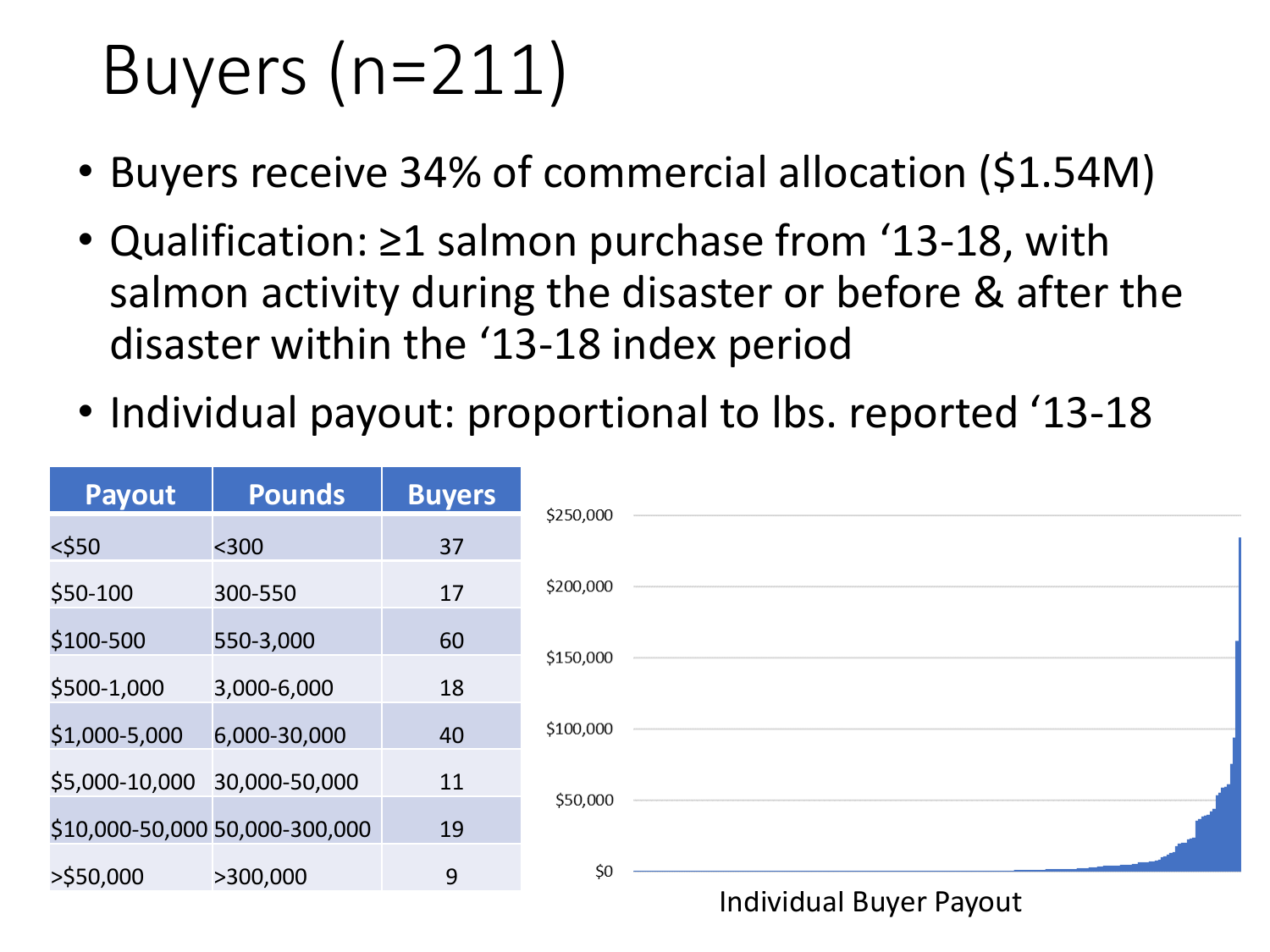# Buyers (n=211)

- Buyers receive 34% of commercial allocation ($1.54M)
- Qualification: ≥1 salmon purchase from ‘13-18, with salmon activity during the disaster or before & after the disaster within the ‘13-18 index period
- Individual payout: proportional to lbs. reported ‘13-18

| Payout | Pounds | Buyers |
|---|---|---|
| <$50 | <300 | 37 |
| $50-100 | 300-550 | 17 |
| $100-500 | 550-3,000 | 60 |
| $500-1,000 | 3,000-6,000 | 18 |
| $1,000-5,000 | 6,000-30,000 | 40 |
| $5,000-10,000 | 30,000-50,000 | 11 |
| $10,000-50,000 | 50,000-300,000 | 19 |
| >$50,000 | >300,000 | 9 |

$250,000
$200,000
$150,000
$100,000
$50,000
$0

Individual Buyer Payout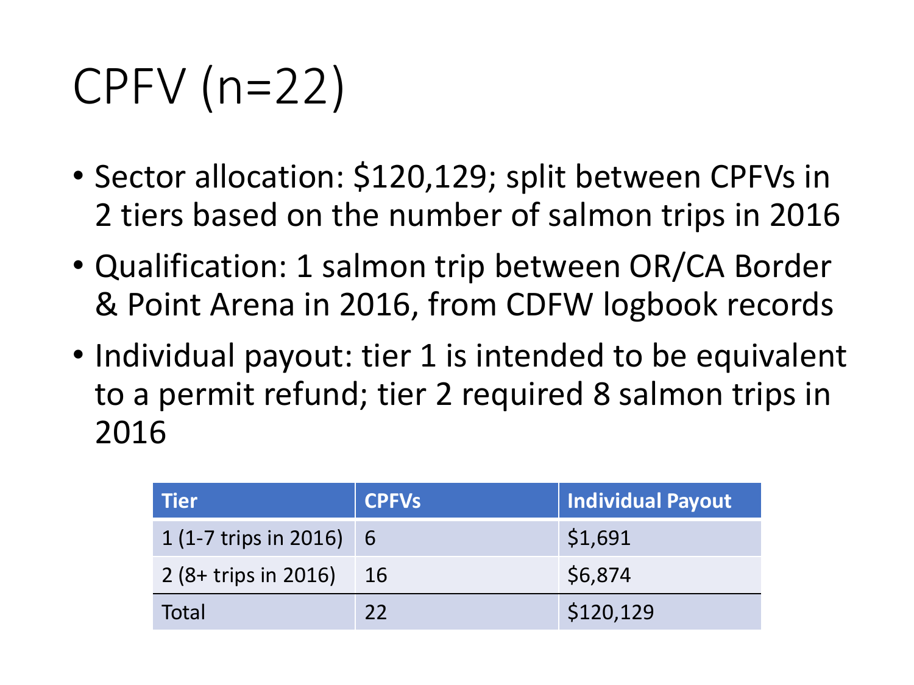# CPFV (n=22)

- Sector allocation: $120,129; split between CPFVs in 2 tiers based on the number of salmon trips in 2016
- Qualification: 1 salmon trip between OR/CA Border & Point Arena in 2016, from CDFW logbook records
- Individual payout: tier 1 is intended to be equivalent to a permit refund; tier 2 required 8 salmon trips in 2016

| Tier | CPFVs | Individual Payout |
|---|---|---|
| 1 (1-7 trips in 2016) | 6 | $1,691 |
| 2 (8+ trips in 2016) | 16 | $6,874 |
| Total | 22 | $120,129 |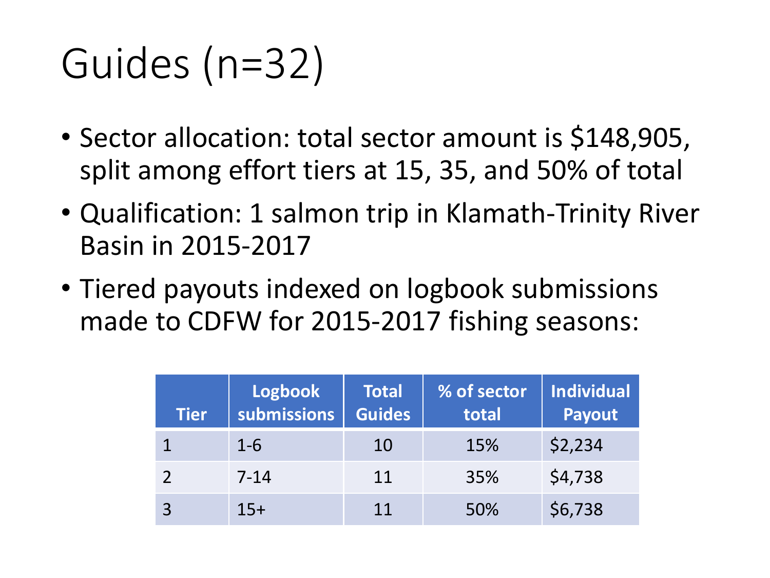# Guides (n=32)

- Sector allocation: total sector amount is $148,905, split among effort tiers at 15, 35, and 50% of total
- Qualification: 1 salmon trip in Klamath-Trinity River Basin in 2015-2017
- Tiered payouts indexed on logbook submissions made to CDFW for 2015-2017 fishing seasons:

| Tier | Logbook submissions | Total Guides | % of sector total | Individual Payout |
|---|---|---|---|---|
| 1 | 1-6 | 10 | 15% | $2,234 |
| 2 | 7-14 | 11 | 35% | $4,738 |
| 3 | 15+ | 11 | 50% | $6,738 |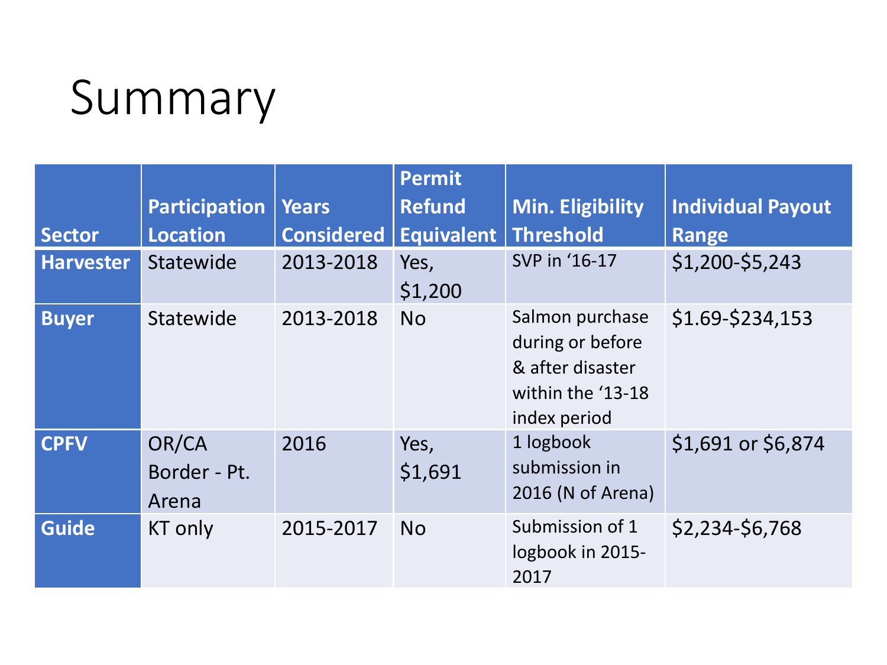# Summary

| Sector | Participation Location | Years Considered | Permit Refund Equivalent | Min. Eligibility Threshold | Individual Payout Range |
|---|---|---|---|---|---|
| **Harvester** | Statewide | 2013-2018 | Yes, $1,200 | SVP in '16-17 | $1,200-$5,243 |
| **Buyer** | Statewide | 2013-2018 | No | Salmon purchase during or before & after disaster within the '13-18 index period | $1.69-$234,153 |
| **CPFV** | OR/CA Border - Pt. Arena | 2016 | Yes, $1,691 | 1 logbook submission in 2016 (N of Arena) | $1,691 or $6,874 |
| **Guide** | KT only | 2015-2017 | No | Submission of 1 logbook in 2015-2017 | $2,234-$6,768 |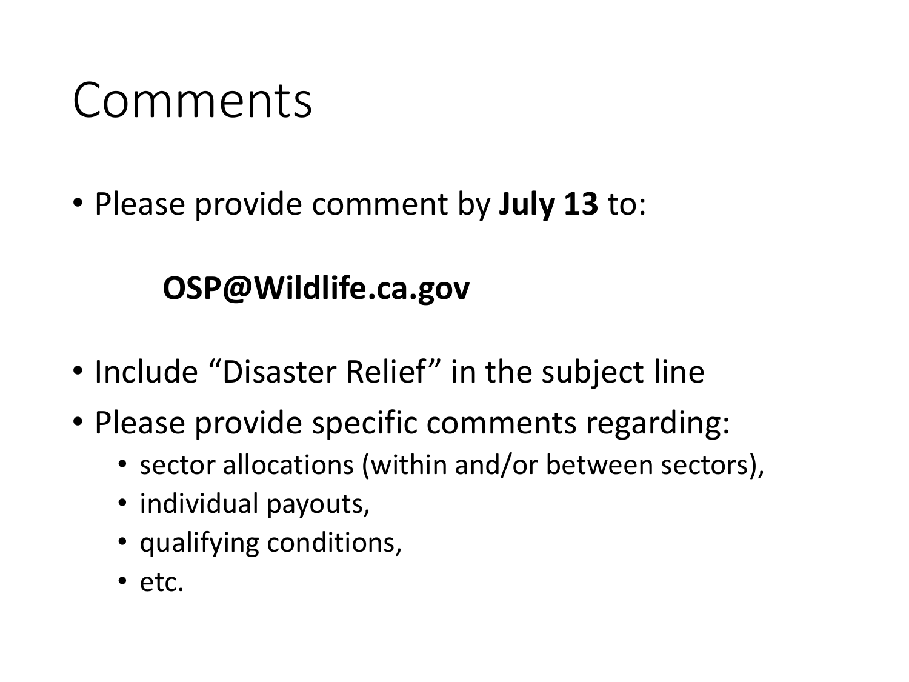# Comments

- Please provide comment by **July 13** to:

  **OSP@Wildlife.ca.gov**

- Include "Disaster Relief" in the subject line
- Please provide specific comments regarding:
  - sector allocations (within and/or between sectors),
  - individual payouts,
  - qualifying conditions,
  - etc.